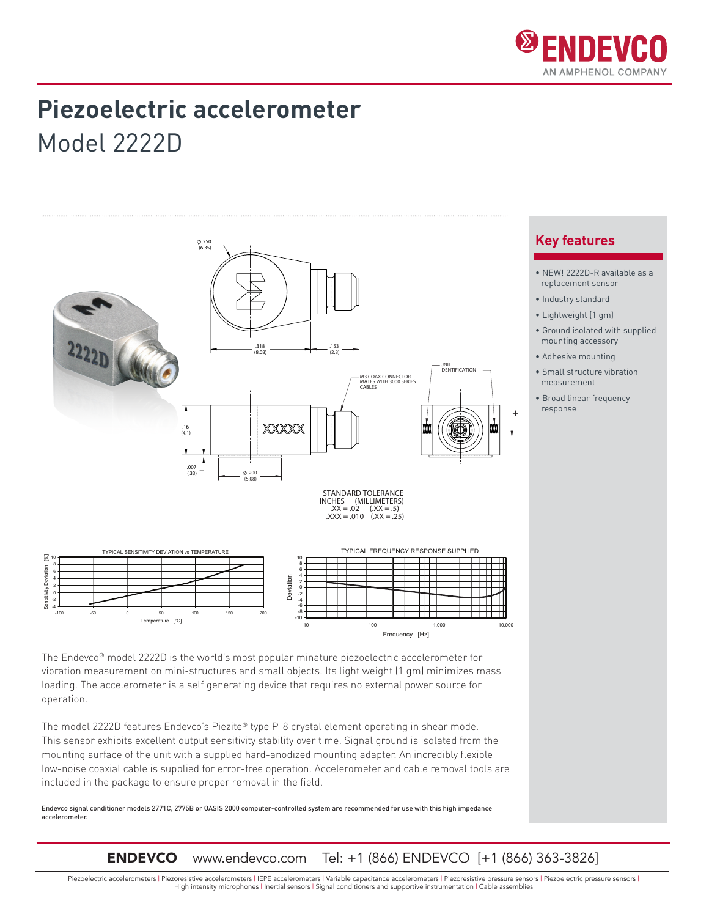# Piezoelectric accelerometer

## Model 2222D

STANDARD TOLERANCE
INCHES (MILLIMETERS)
.XX = .02 (.XX = .5)
.XXX = .010 (.XX = .25)

## Key features

- NEW! 2222D-R available as a replacement sensor
- Industry standard
- Lightweight (1 gm)
- Ground isolated with supplied mounting accessory
- Adhesive mounting
- Small structure vibration measurement
- Broad linear frequency response

The Endevco® model 2222D is the world's most popular minature piezoelectric accelerometer for vibration measurement on mini-structures and small objects. Its light weight (1 gm) minimizes mass loading. The accelerometer is a self generating device that requires no external power source for operation.

The model 2222D features Endevco's Piezite® type P-8 crystal element operating in shear mode. This sensor exhibits excellent output sensitivity stability over time. Signal ground is isolated from the mounting surface of the unit with a supplied hard-anodized mounting adapter. An incredibly flexible low-noise coaxial cable is supplied for error-free operation. Accelerometer and cable removal tools are included in the package to ensure proper removal in the field.

**Endevco signal conditioner models 2771C, 2775B or OASIS 2000 computer-controlled system are recommended for use with this high impedance accelerometer.**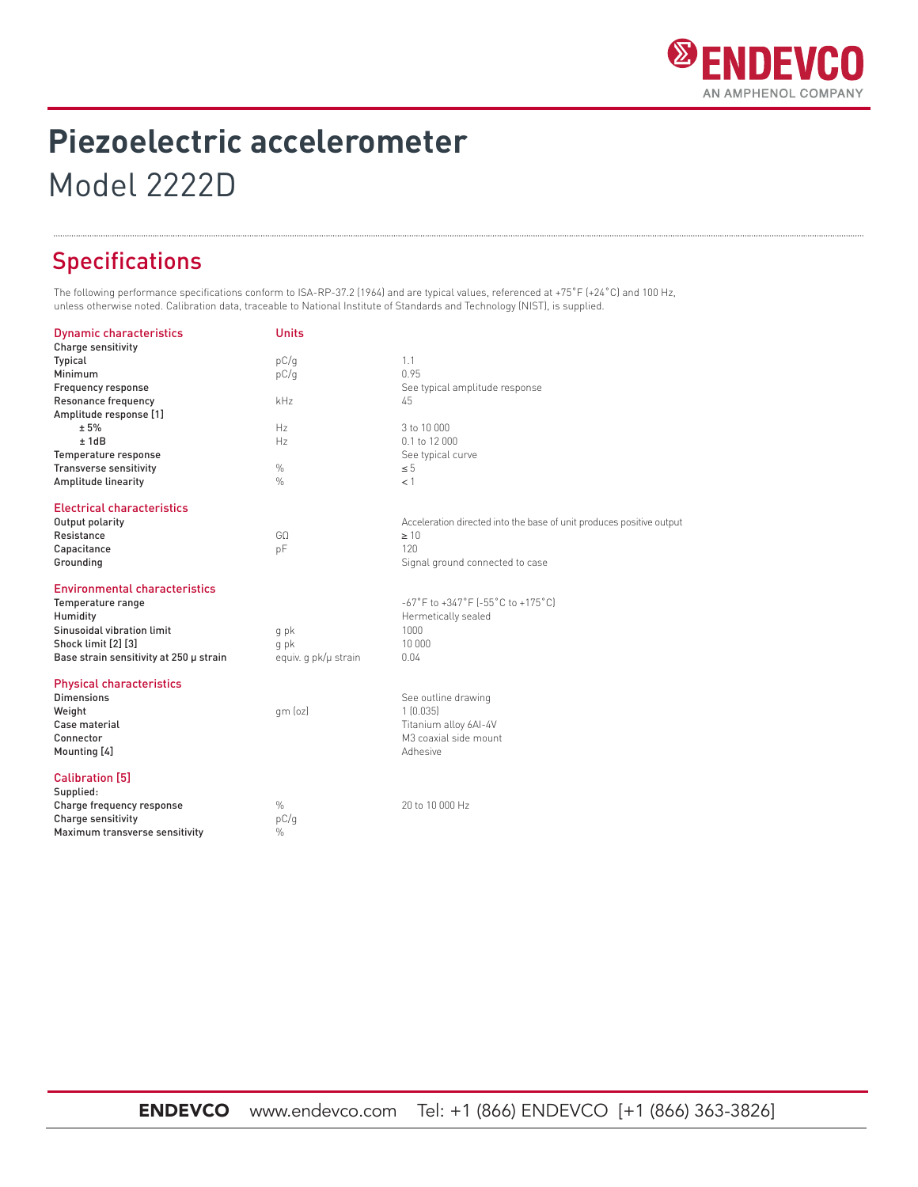# Piezoelectric accelerometer

Model 2222D

## Specifications

The following performance specifications conform to ISA-RP-37.2 (1964) and are typical values, referenced at +75˚F (+24˚C) and 100 Hz, unless otherwise noted. Calibration data, traceable to National Institute of Standards and Technology (NIST), is supplied.

| Dynamic characteristics | Units | |
|---|---|---|
| **Charge sensitivity** | | |
| **Typical** | pC/g | 1.1 |
| **Minimum** | pC/g | 0.95 |
| **Frequency response** | | See typical amplitude response |
| **Resonance frequency** | kHz | 45 |
| **Amplitude response [1]** | | |
| **± 5%** | Hz | 3 to 10 000 |
| **± 1dB** | Hz | 0.1 to 12 000 |
| **Temperature response** | | See typical curve |
| **Transverse sensitivity** | % | ≤ 5 |
| **Amplitude linearity** | % | < 1 |

| Electrical characteristics | | |
|---|---|---|
| **Output polarity** | | Acceleration directed into the base of unit produces positive output |
| **Resistance** | GΩ | ≥ 10 |
| **Capacitance** | pF | 120 |
| **Grounding** | | Signal ground connected to case |

| Environmental characteristics | | |
|---|---|---|
| **Temperature range** | | -67˚F to +347˚F (-55˚C to +175˚C) |
| **Humidity** | | Hermetically sealed |
| **Sinusoidal vibration limit** | g pk | 1000 |
| **Shock limit [2] [3]** | g pk | 10 000 |
| **Base strain sensitivity at 250 μ strain** | equiv. g pk/μ strain | 0.04 |

| Physical characteristics | | |
|---|---|---|
| **Dimensions** | | See outline drawing |
| **Weight** | gm (oz) | 1 (0.035) |
| **Case material** | | Titanium alloy 6Al-4V |
| **Connector** | | M3 coaxial side mount |
| **Mounting [4]** | | Adhesive |

| Calibration [5] | | |
|---|---|---|
| **Supplied:** | | |
| **Charge frequency response** | % | 20 to 10 000 Hz |
| **Charge sensitivity** | pC/g | |
| **Maximum transverse sensitivity** | % | |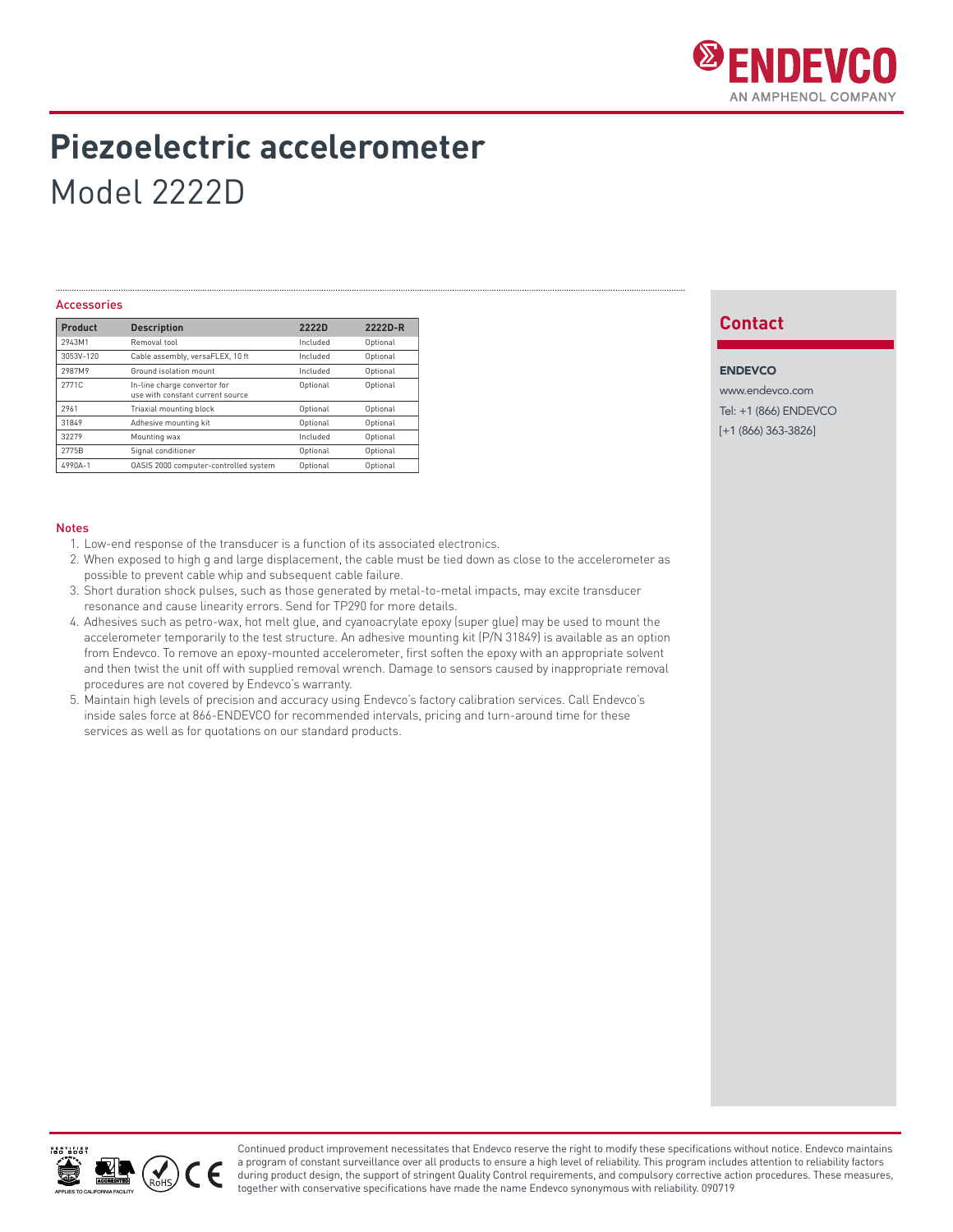# Piezoelectric accelerometer

Model 2222D

### Accessories

| Product | Description | 2222D | 2222D-R |
|---|---|---|---|
| 2943M1 | Removal tool | Included | Optional |
| 3053V-120 | Cable assembly, versaFLEX, 10 ft | Included | Optional |
| 2987M9 | Ground isolation mount | Included | Optional |
| 2771C | In-line charge convertor for use with constant current source | Optional | Optional |
| 2961 | Triaxial mounting block | Optional | Optional |
| 31849 | Adhesive mounting kit | Optional | Optional |
| 32279 | Mounting wax | Included | Optional |
| 2775B | Signal conditioner | Optional | Optional |
| 4990A-1 | OASIS 2000 computer-controlled system | Optional | Optional |

### Notes

1. Low-end response of the transducer is a function of its associated electronics.
2. When exposed to high g and large displacement, the cable must be tied down as close to the accelerometer as possible to prevent cable whip and subsequent cable failure.
3. Short duration shock pulses, such as those generated by metal-to-metal impacts, may excite transducer resonance and cause linearity errors. Send for TP290 for more details.
4. Adhesives such as petro-wax, hot melt glue, and cyanoacrylate epoxy (super glue) may be used to mount the accelerometer temporarily to the test structure. An adhesive mounting kit (P/N 31849) is available as an option from Endevco. To remove an epoxy-mounted accelerometer, first soften the epoxy with an appropriate solvent and then twist the unit off with supplied removal wrench. Damage to sensors caused by inappropriate removal procedures are not covered by Endevco's warranty.
5. Maintain high levels of precision and accuracy using Endevco's factory calibration services. Call Endevco's inside sales force at 866-ENDEVCO for recommended intervals, pricing and turn-around time for these services as well as for quotations on our standard products.

## Contact

**ENDEVCO**

www.endevco.com

Tel: +1 (866) ENDEVCO

[+1 (866) 363-3826]

Continued product improvement necessitates that Endevco reserve the right to modify these specifications without notice. Endevco maintains a program of constant surveillance over all products to ensure a high level of reliability. This program includes attention to reliability factors during product design, the support of stringent Quality Control requirements, and compulsory corrective action procedures. These measures, together with conservative specifications have made the name Endevco synonymous with reliability. 090719